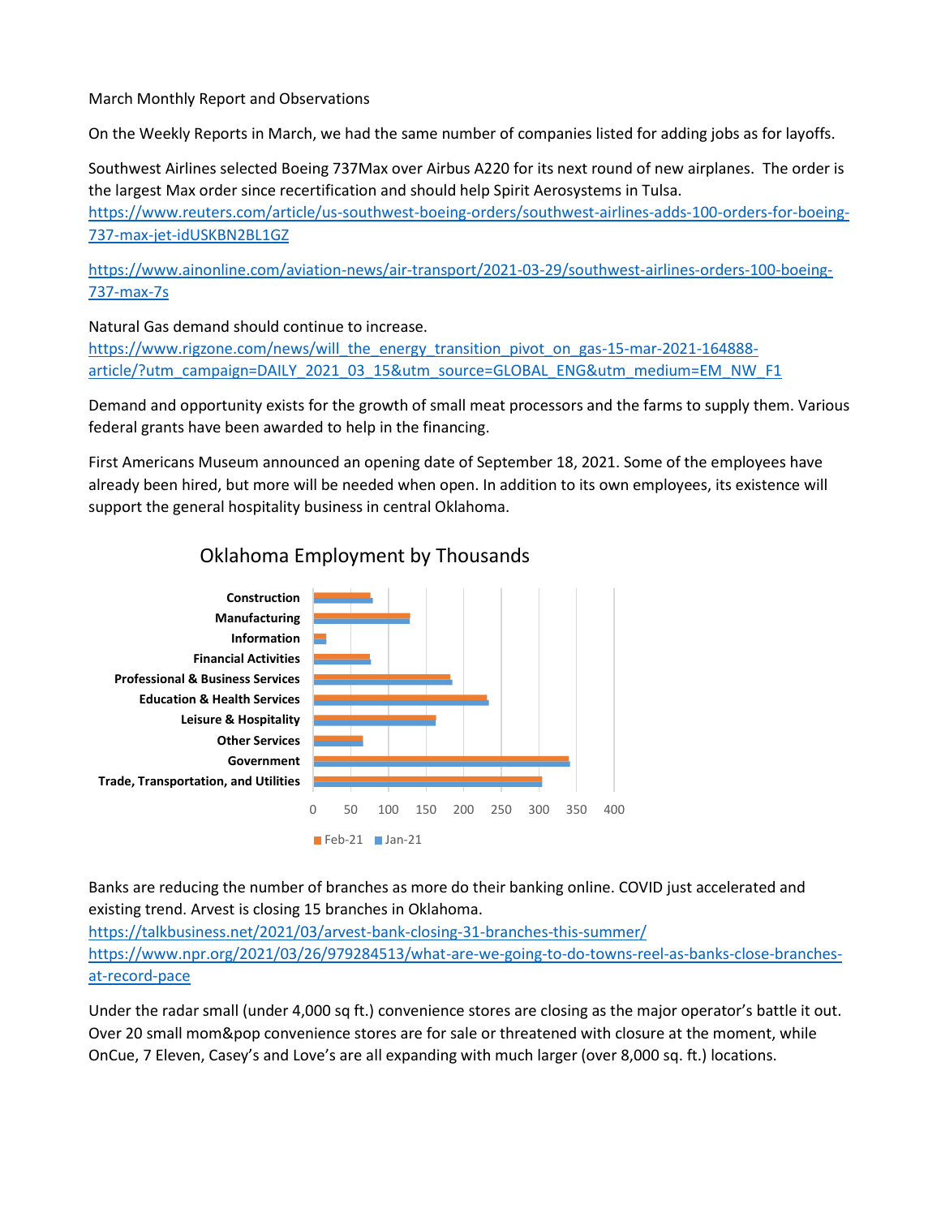March Monthly Report and Observations

On the Weekly Reports in March, we had the same number of companies listed for adding jobs as for layoffs.

Southwest Airlines selected Boeing 737Max over Airbus A220 for its next round of new airplanes. The order is the largest Max order since recertification and should help Spirit Aerosystems in Tulsa.
https://www.reuters.com/article/us-southwest-boeing-orders/southwest-airlines-adds-100-orders-for-boeing-737-max-jet-idUSKBN2BL1GZ

https://www.ainonline.com/aviation-news/air-transport/2021-03-29/southwest-airlines-orders-100-boeing-737-max-7s

Natural Gas demand should continue to increase.
https://www.rigzone.com/news/will_the_energy_transition_pivot_on_gas-15-mar-2021-164888-article/?utm_campaign=DAILY_2021_03_15&utm_source=GLOBAL_ENG&utm_medium=EM_NW_F1

Demand and opportunity exists for the growth of small meat processors and the farms to supply them. Various federal grants have been awarded to help in the financing.

First Americans Museum announced an opening date of September 18, 2021. Some of the employees have already been hired, but more will be needed when open. In addition to its own employees, its existence will support the general hospitality business in central Oklahoma.

Oklahoma Employment by Thousands

Banks are reducing the number of branches as more do their banking online. COVID just accelerated and existing trend. Arvest is closing 15 branches in Oklahoma.
https://talkbusiness.net/2021/03/arvest-bank-closing-31-branches-this-summer/
https://www.npr.org/2021/03/26/979284513/what-are-we-going-to-do-towns-reel-as-banks-close-branches-at-record-pace

Under the radar small (under 4,000 sq ft.) convenience stores are closing as the major operator's battle it out. Over 20 small mom&pop convenience stores are for sale or threatened with closure at the moment, while OnCue, 7 Eleven, Casey's and Love's are all expanding with much larger (over 8,000 sq. ft.) locations.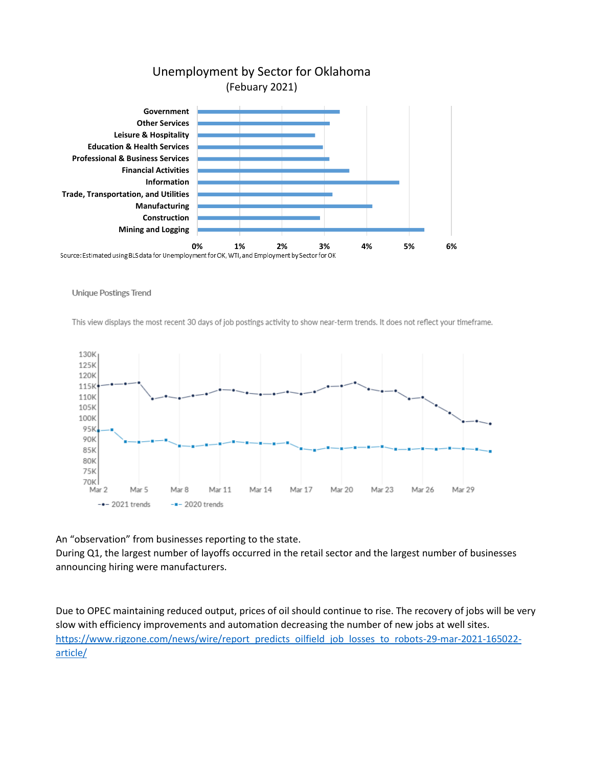## Unemployment by Sector for Oklahoma
(Febuary 2021)

Government
Other Services
Leisure & Hospitality
Education & Health Services
Professional & Business Services
Financial Activities
Information
Trade, Transportation, and Utilities
Manufacturing
Construction
Mining and Logging

0% 1% 2% 3% 4% 5% 6%

Source: Estimated using BLS data for Unemployment for OK, WTI, and Employment by Sector for OK

Unique Postings Trend

This view displays the most recent 30 days of job postings activity to show near-term trends. It does not reflect your timeframe.

130K 125K 120K 115K 110K 105K 100K 95K 90K 85K 80K 75K 70K

Mar 2 Mar 5 Mar 8 Mar 11 Mar 14 Mar 17 Mar 20 Mar 23 Mar 26 Mar 29

2021 trends 2020 trends

An "observation" from businesses reporting to the state.
During Q1, the largest number of layoffs occurred in the retail sector and the largest number of businesses announcing hiring were manufacturers.

Due to OPEC maintaining reduced output, prices of oil should continue to rise. The recovery of jobs will be very slow with efficiency improvements and automation decreasing the number of new jobs at well sites.
https://www.rigzone.com/news/wire/report_predicts_oilfield_job_losses_to_robots-29-mar-2021-165022-article/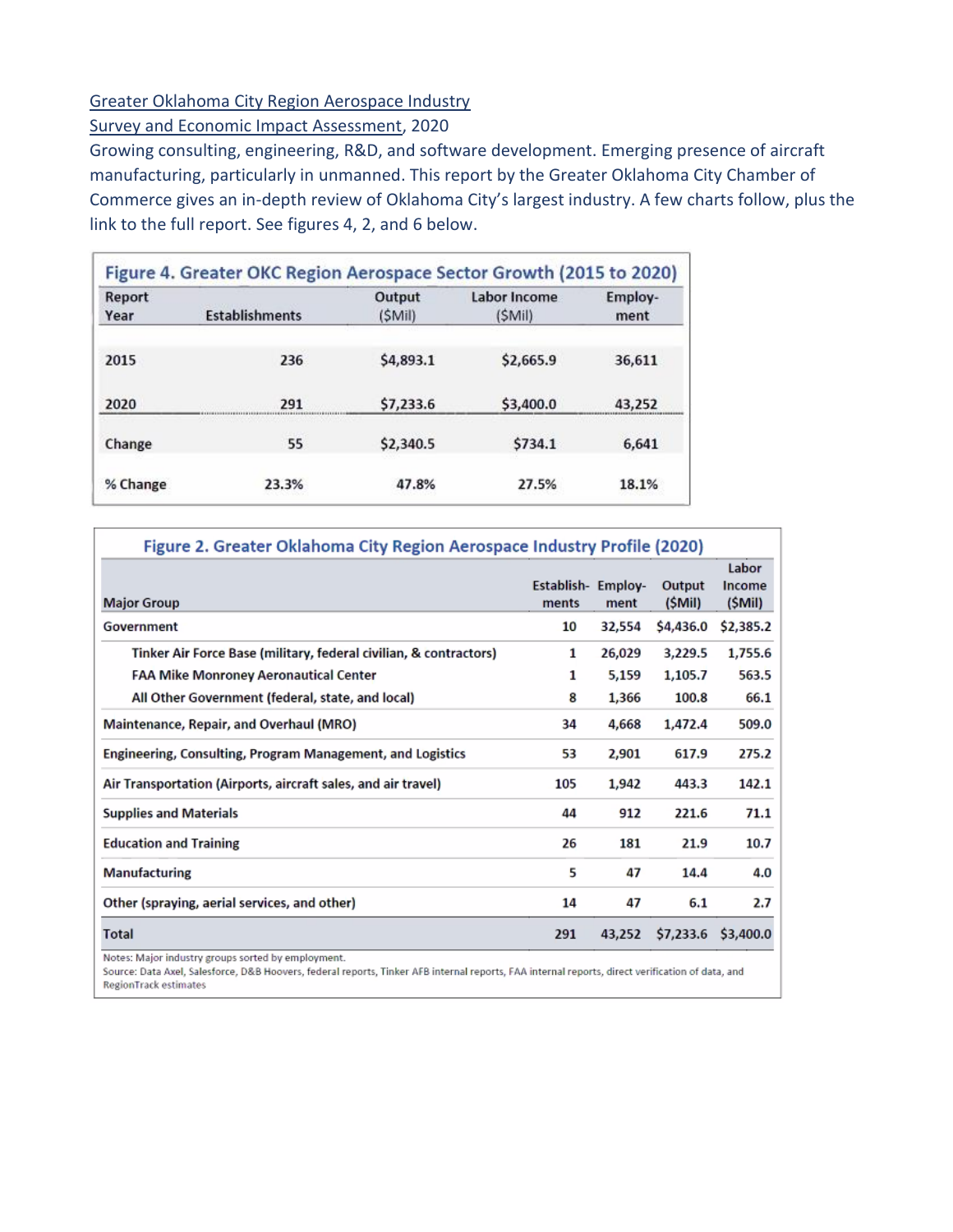Greater Oklahoma City Region Aerospace Industry Survey and Economic Impact Assessment, 2020

Growing consulting, engineering, R&D, and software development. Emerging presence of aircraft manufacturing, particularly in unmanned. This report by the Greater Oklahoma City Chamber of Commerce gives an in-depth review of Oklahoma City's largest industry. A few charts follow, plus the link to the full report. See figures 4, 2, and 6 below.

**Figure 4. Greater OKC Region Aerospace Sector Growth (2015 to 2020)**

| Report Year | Establishments | Output ($Mil) | Labor Income ($Mil) | Employ-ment |
|---|---|---|---|---|
| 2015 | 236 | $4,893.1 | $2,665.9 | 36,611 |
| 2020 | 291 | $7,233.6 | $3,400.0 | 43,252 |
| Change | 55 | $2,340.5 | $734.1 | 6,641 |
| % Change | 23.3% | 47.8% | 27.5% | 18.1% |

**Figure 2. Greater Oklahoma City Region Aerospace Industry Profile (2020)**

| Major Group | Establish-ments | Employ-ment | Output ($Mil) | Labor Income ($Mil) |
|---|---|---|---|---|
| Government | 10 | 32,554 | $4,436.0 | $2,385.2 |
| Tinker Air Force Base (military, federal civilian, & contractors) | 1 | 26,029 | 3,229.5 | 1,755.6 |
| FAA Mike Monroney Aeronautical Center | 1 | 5,159 | 1,105.7 | 563.5 |
| All Other Government (federal, state, and local) | 8 | 1,366 | 100.8 | 66.1 |
| Maintenance, Repair, and Overhaul (MRO) | 34 | 4,668 | 1,472.4 | 509.0 |
| Engineering, Consulting, Program Management, and Logistics | 53 | 2,901 | 617.9 | 275.2 |
| Air Transportation (Airports, aircraft sales, and air travel) | 105 | 1,942 | 443.3 | 142.1 |
| Supplies and Materials | 44 | 912 | 221.6 | 71.1 |
| Education and Training | 26 | 181 | 21.9 | 10.7 |
| Manufacturing | 5 | 47 | 14.4 | 4.0 |
| Other (spraying, aerial services, and other) | 14 | 47 | 6.1 | 2.7 |
| Total | 291 | 43,252 | $7,233.6 | $3,400.0 |

Notes: Major industry groups sorted by employment.
Source: Data Axel, Salesforce, D&B Hoovers, federal reports, Tinker AFB internal reports, FAA internal reports, direct verification of data, and RegionTrack estimates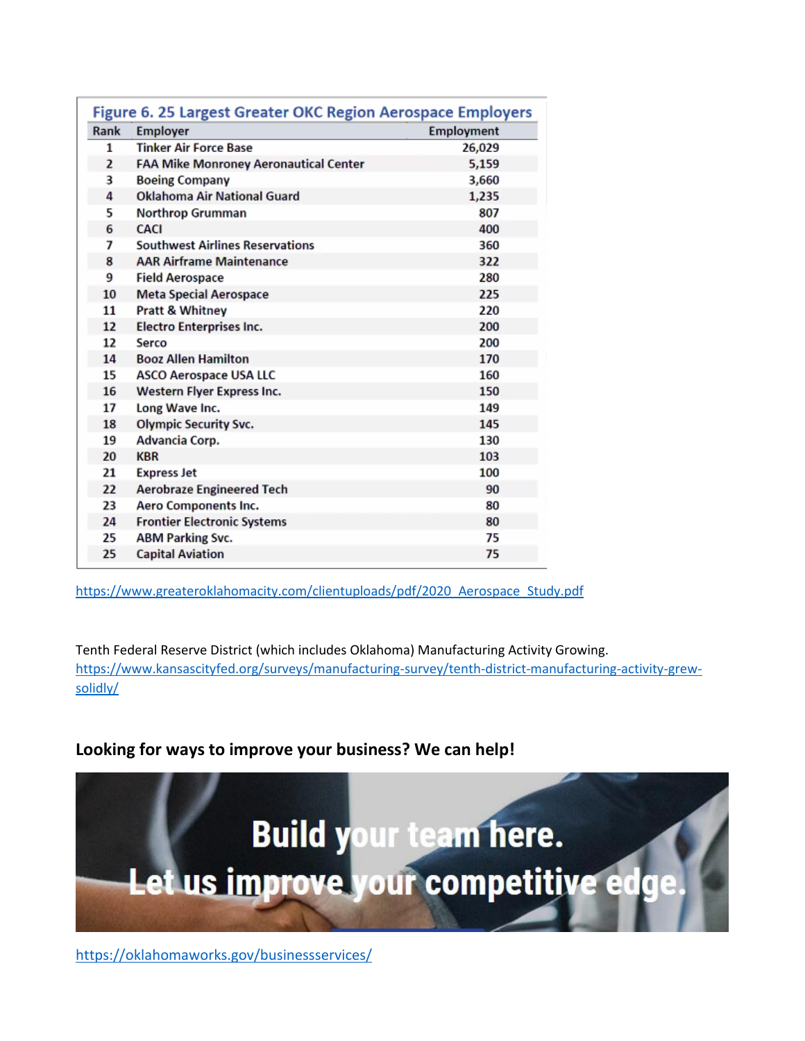**Figure 6. 25 Largest Greater OKC Region Aerospace Employers**

| Rank | Employer | Employment |
|---|---|---|
| 1 | Tinker Air Force Base | 26,029 |
| 2 | FAA Mike Monroney Aeronautical Center | 5,159 |
| 3 | Boeing Company | 3,660 |
| 4 | Oklahoma Air National Guard | 1,235 |
| 5 | Northrop Grumman | 807 |
| 6 | CACI | 400 |
| 7 | Southwest Airlines Reservations | 360 |
| 8 | AAR Airframe Maintenance | 322 |
| 9 | Field Aerospace | 280 |
| 10 | Meta Special Aerospace | 225 |
| 11 | Pratt & Whitney | 220 |
| 12 | Electro Enterprises Inc. | 200 |
| 12 | Serco | 200 |
| 14 | Booz Allen Hamilton | 170 |
| 15 | ASCO Aerospace USA LLC | 160 |
| 16 | Western Flyer Express Inc. | 150 |
| 17 | Long Wave Inc. | 149 |
| 18 | Olympic Security Svc. | 145 |
| 19 | Advancia Corp. | 130 |
| 20 | KBR | 103 |
| 21 | Express Jet | 100 |
| 22 | Aerobraze Engineered Tech | 90 |
| 23 | Aero Components Inc. | 80 |
| 24 | Frontier Electronic Systems | 80 |
| 25 | ABM Parking Svc. | 75 |
| 25 | Capital Aviation | 75 |

https://www.greateroklahomacity.com/clientuploads/pdf/2020_Aerospace_Study.pdf

Tenth Federal Reserve District (which includes Oklahoma) Manufacturing Activity Growing. https://www.kansascityfed.org/surveys/manufacturing-survey/tenth-district-manufacturing-activity-grew-solidly/

## Looking for ways to improve your business? We can help!

Build your team here.
Let us improve your competitive edge.

https://oklahomaworks.gov/businessservices/